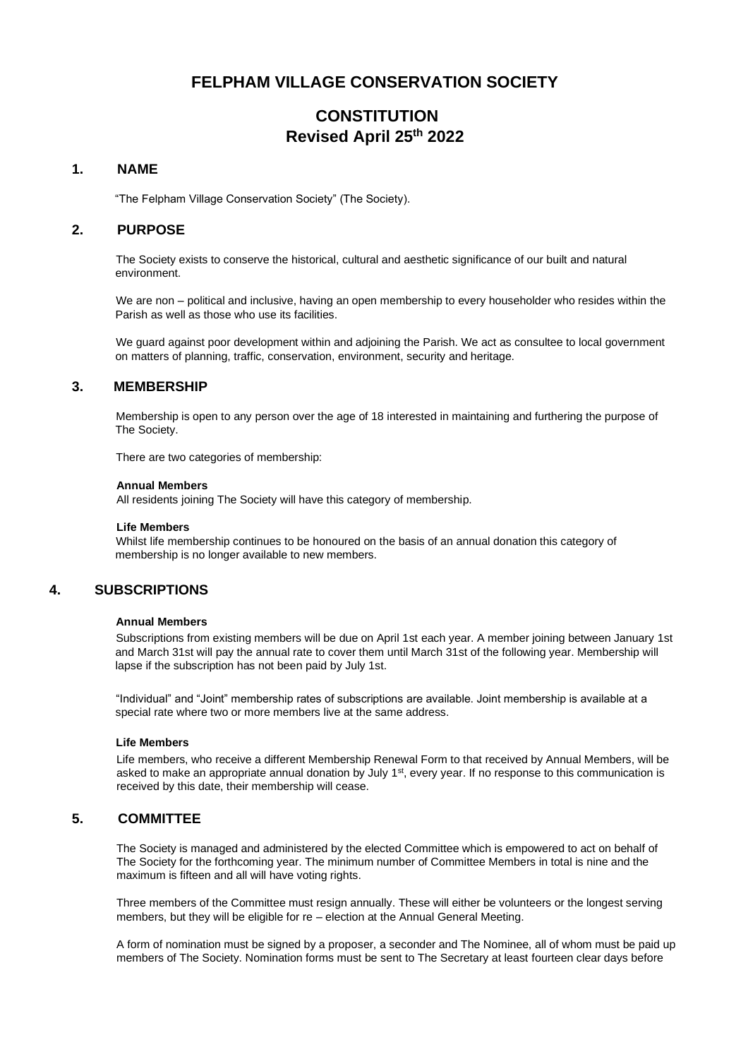# FELPHAM VILLAGE CONSERVATION SOCIETY

# CONSTITUTION
## Revised April 25th 2022

## 1. NAME

"The Felpham Village Conservation Society" (The Society).

## 2. PURPOSE

The Society exists to conserve the historical, cultural and aesthetic significance of our built and natural environment.

We are non – political and inclusive, having an open membership to every householder who resides within the Parish as well as those who use its facilities.

We guard against poor development within and adjoining the Parish. We act as consultee to local government on matters of planning, traffic, conservation, environment, security and heritage.

## 3. MEMBERSHIP

Membership is open to any person over the age of 18 interested in maintaining and furthering the purpose of The Society.

There are two categories of membership:

**Annual Members**
All residents joining The Society will have this category of membership.

**Life Members**
Whilst life membership continues to be honoured on the basis of an annual donation this category of membership is no longer available to new members.

## 4. SUBSCRIPTIONS

**Annual Members**
Subscriptions from existing members will be due on April 1st each year. A member joining between January 1st and March 31st will pay the annual rate to cover them until March 31st of the following year. Membership will lapse if the subscription has not been paid by July 1st.

"Individual" and "Joint" membership rates of subscriptions are available. Joint membership is available at a special rate where two or more members live at the same address.

**Life Members**
Life members, who receive a different Membership Renewal Form to that received by Annual Members, will be asked to make an appropriate annual donation by July 1st, every year. If no response to this communication is received by this date, their membership will cease.

## 5. COMMITTEE

The Society is managed and administered by the elected Committee which is empowered to act on behalf of The Society for the forthcoming year. The minimum number of Committee Members in total is nine and the maximum is fifteen and all will have voting rights.

Three members of the Committee must resign annually. These will either be volunteers or the longest serving members, but they will be eligible for re – election at the Annual General Meeting.

A form of nomination must be signed by a proposer, a seconder and The Nominee, all of whom must be paid up members of The Society. Nomination forms must be sent to The Secretary at least fourteen clear days before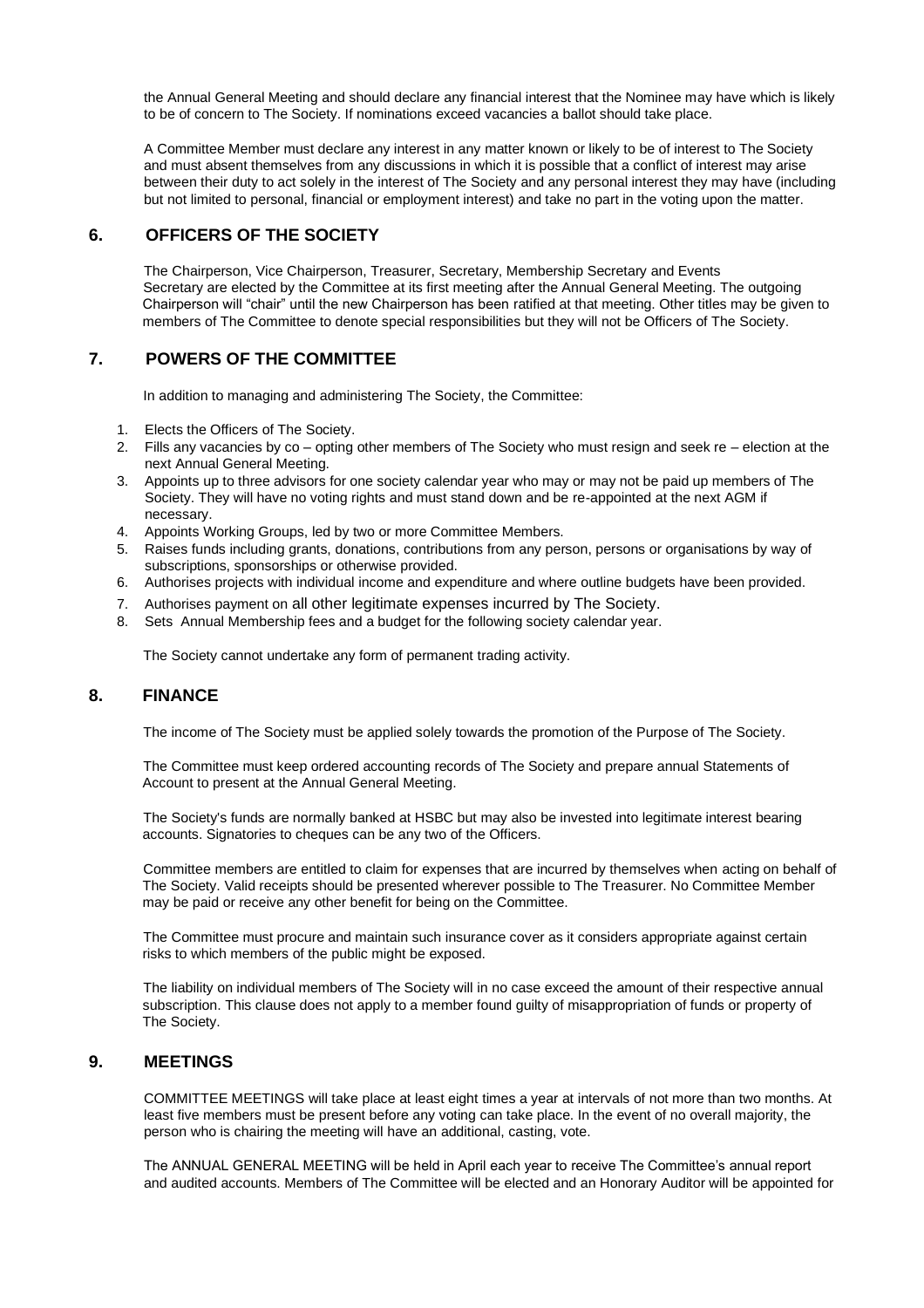the Annual General Meeting and should declare any financial interest that the Nominee may have which is likely to be of concern to The Society. If nominations exceed vacancies a ballot should take place.

A Committee Member must declare any interest in any matter known or likely to be of interest to The Society and must absent themselves from any discussions in which it is possible that a conflict of interest may arise between their duty to act solely in the interest of The Society and any personal interest they may have (including but not limited to personal, financial or employment interest) and take no part in the voting upon the matter.

## 6. OFFICERS OF THE SOCIETY

The Chairperson, Vice Chairperson, Treasurer, Secretary, Membership Secretary and Events Secretary are elected by the Committee at its first meeting after the Annual General Meeting. The outgoing Chairperson will "chair" until the new Chairperson has been ratified at that meeting. Other titles may be given to members of The Committee to denote special responsibilities but they will not be Officers of The Society.

## 7. POWERS OF THE COMMITTEE

In addition to managing and administering The Society, the Committee:

1. Elects the Officers of The Society.
2. Fills any vacancies by co – opting other members of The Society who must resign and seek re – election at the next Annual General Meeting.
3. Appoints up to three advisors for one society calendar year who may or may not be paid up members of The Society. They will have no voting rights and must stand down and be re-appointed at the next AGM if necessary.
4. Appoints Working Groups, led by two or more Committee Members.
5. Raises funds including grants, donations, contributions from any person, persons or organisations by way of subscriptions, sponsorships or otherwise provided.
6. Authorises projects with individual income and expenditure and where outline budgets have been provided.
7. Authorises payment on all other legitimate expenses incurred by The Society.
8. Sets Annual Membership fees and a budget for the following society calendar year.

The Society cannot undertake any form of permanent trading activity.

## 8. FINANCE

The income of The Society must be applied solely towards the promotion of the Purpose of The Society.

The Committee must keep ordered accounting records of The Society and prepare annual Statements of Account to present at the Annual General Meeting.

The Society's funds are normally banked at HSBC but may also be invested into legitimate interest bearing accounts. Signatories to cheques can be any two of the Officers.

Committee members are entitled to claim for expenses that are incurred by themselves when acting on behalf of The Society. Valid receipts should be presented wherever possible to The Treasurer. No Committee Member may be paid or receive any other benefit for being on the Committee.

The Committee must procure and maintain such insurance cover as it considers appropriate against certain risks to which members of the public might be exposed.

The liability on individual members of The Society will in no case exceed the amount of their respective annual subscription. This clause does not apply to a member found guilty of misappropriation of funds or property of The Society.

## 9. MEETINGS

COMMITTEE MEETINGS will take place at least eight times a year at intervals of not more than two months. At least five members must be present before any voting can take place. In the event of no overall majority, the person who is chairing the meeting will have an additional, casting, vote.

The ANNUAL GENERAL MEETING will be held in April each year to receive The Committee's annual report and audited accounts. Members of The Committee will be elected and an Honorary Auditor will be appointed for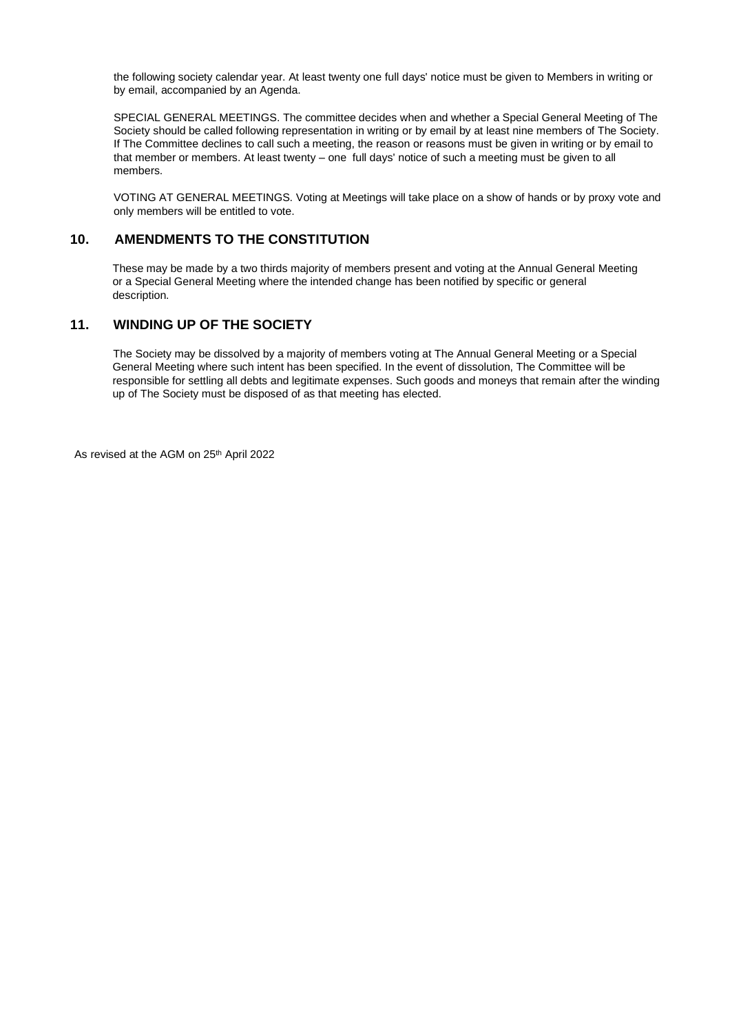the following society calendar year. At least twenty one full days' notice must be given to Members in writing or by email, accompanied by an Agenda.

SPECIAL GENERAL MEETINGS. The committee decides when and whether a Special General Meeting of The Society should be called following representation in writing or by email by at least nine members of The Society. If The Committee declines to call such a meeting, the reason or reasons must be given in writing or by email to that member or members. At least twenty – one full days' notice of such a meeting must be given to all members.

VOTING AT GENERAL MEETINGS. Voting at Meetings will take place on a show of hands or by proxy vote and only members will be entitled to vote.

## 10. AMENDMENTS TO THE CONSTITUTION

These may be made by a two thirds majority of members present and voting at the Annual General Meeting or a Special General Meeting where the intended change has been notified by specific or general description.

## 11. WINDING UP OF THE SOCIETY

The Society may be dissolved by a majority of members voting at The Annual General Meeting or a Special General Meeting where such intent has been specified. In the event of dissolution, The Committee will be responsible for settling all debts and legitimate expenses. Such goods and moneys that remain after the winding up of The Society must be disposed of as that meeting has elected.

As revised at the AGM on 25th April 2022